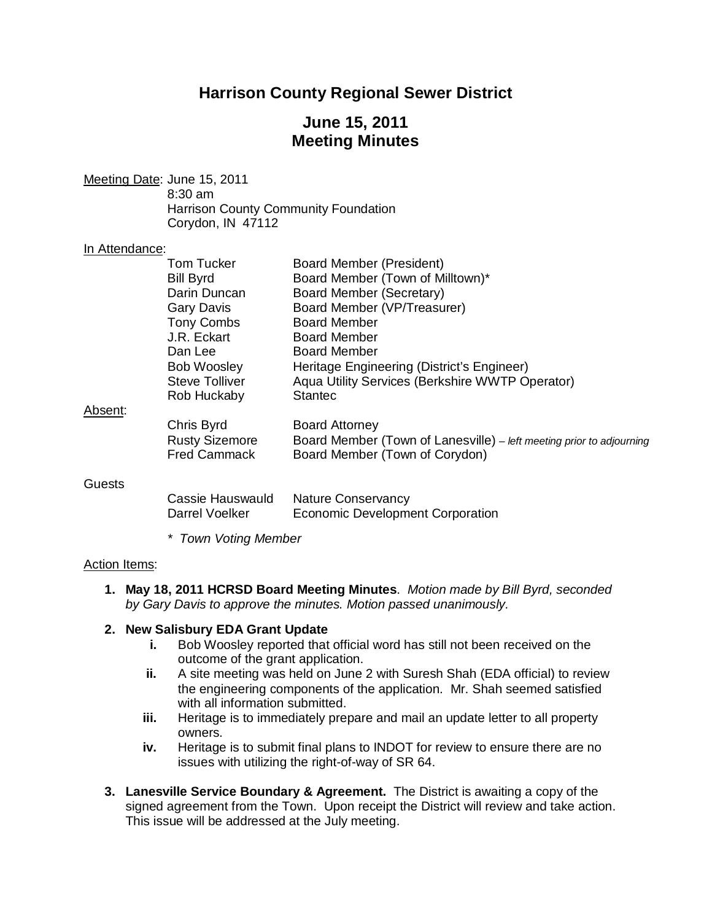# Harrison County Regional Sewer District

## June 15, 2011
## Meeting Minutes

Meeting Date: June 15, 2011
8:30 am
Harrison County Community Foundation
Corydon, IN 47112

In Attendance:

| | |
|---|---|
| Tom Tucker | Board Member (President) |
| Bill Byrd | Board Member (Town of Milltown)* |
| Darin Duncan | Board Member (Secretary) |
| Gary Davis | Board Member (VP/Treasurer) |
| Tony Combs | Board Member |
| J.R. Eckart | Board Member |
| Dan Lee | Board Member |
| Bob Woosley | Heritage Engineering (District's Engineer) |
| Steve Tolliver | Aqua Utility Services (Berkshire WWTP Operator) |
| Rob Huckaby | Stantec |

Absent:

| | |
|---|---|
| Chris Byrd | Board Attorney |
| Rusty Sizemore | Board Member (Town of Lanesville) – *left meeting prior to adjourning* |
| Fred Cammack | Board Member (Town of Corydon) |

Guests

| | |
|---|---|
| Cassie Hauswauld | Nature Conservancy |
| Darrel Voelker | Economic Development Corporation |

* *Town Voting Member*

Action Items:

1. **May 18, 2011 HCRSD Board Meeting Minutes**. *Motion made by Bill Byrd, seconded by Gary Davis to approve the minutes. Motion passed unanimously.*

2. **New Salisbury EDA Grant Update**
   - **i.** Bob Woosley reported that official word has still not been received on the outcome of the grant application.
   - **ii.** A site meeting was held on June 2 with Suresh Shah (EDA official) to review the engineering components of the application. Mr. Shah seemed satisfied with all information submitted.
   - **iii.** Heritage is to immediately prepare and mail an update letter to all property owners.
   - **iv.** Heritage is to submit final plans to INDOT for review to ensure there are no issues with utilizing the right-of-way of SR 64.

3. **Lanesville Service Boundary & Agreement.** The District is awaiting a copy of the signed agreement from the Town. Upon receipt the District will review and take action. This issue will be addressed at the July meeting.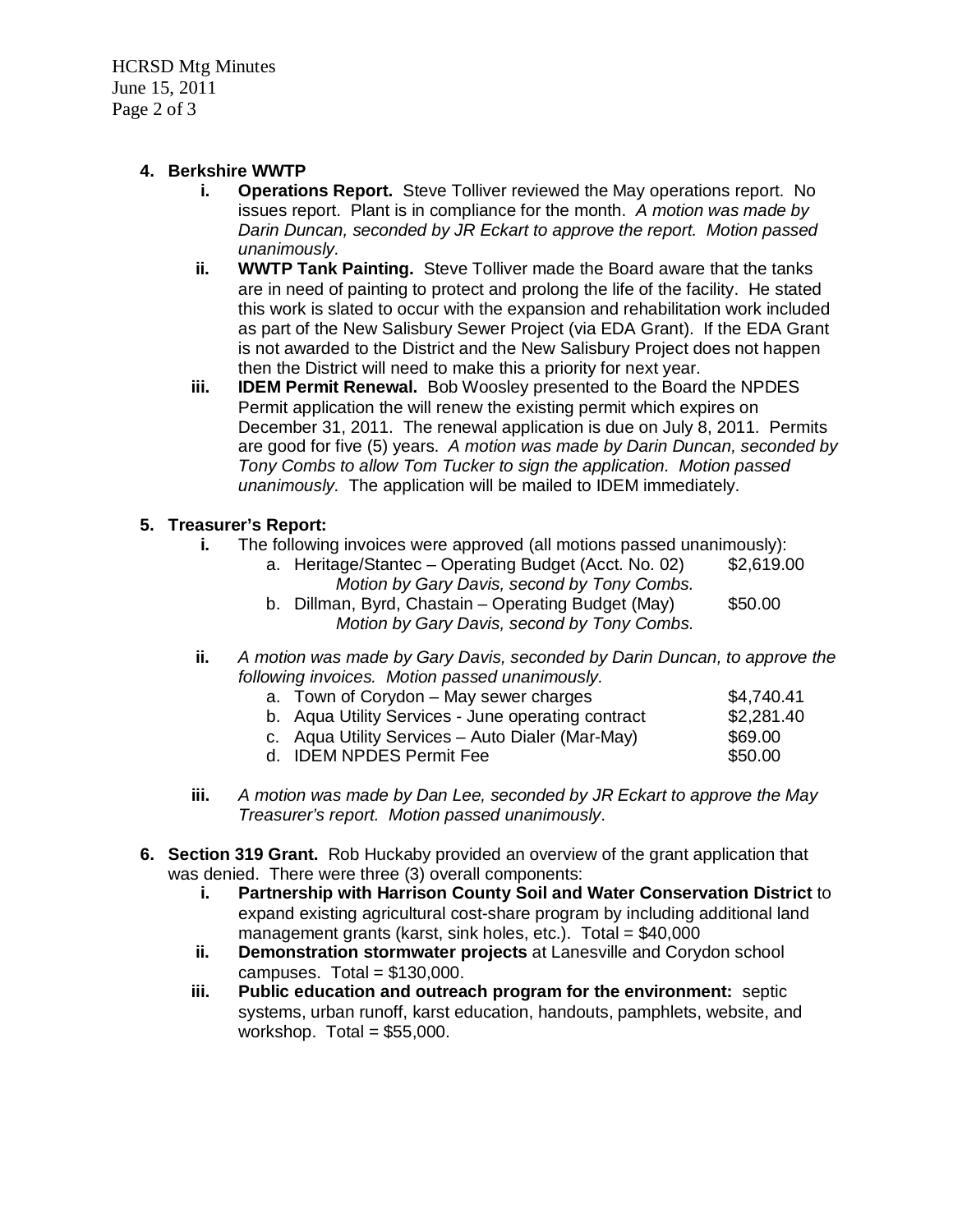4. **Berkshire WWTP**
   - i. **Operations Report.** Steve Tolliver reviewed the May operations report. No issues report. Plant is in compliance for the month. *A motion was made by Darin Duncan, seconded by JR Eckart to approve the report. Motion passed unanimously.*
   - ii. **WWTP Tank Painting.** Steve Tolliver made the Board aware that the tanks are in need of painting to protect and prolong the life of the facility. He stated this work is slated to occur with the expansion and rehabilitation work included as part of the New Salisbury Sewer Project (via EDA Grant). If the EDA Grant is not awarded to the District and the New Salisbury Project does not happen then the District will need to make this a priority for next year.
   - iii. **IDEM Permit Renewal.** Bob Woosley presented to the Board the NPDES Permit application the will renew the existing permit which expires on December 31, 2011. The renewal application is due on July 8, 2011. Permits are good for five (5) years. *A motion was made by Darin Duncan, seconded by Tony Combs to allow Tom Tucker to sign the application. Motion passed unanimously.* The application will be mailed to IDEM immediately.

5. **Treasurer's Report:**
   - i. The following invoices were approved (all motions passed unanimously):
     - a. Heritage/Stantec – Operating Budget (Acct. No. 02) $2,619.00
       *Motion by Gary Davis, second by Tony Combs.*
     - b. Dillman, Byrd, Chastain – Operating Budget (May) $50.00
       *Motion by Gary Davis, second by Tony Combs.*
   - ii. *A motion was made by Gary Davis, seconded by Darin Duncan, to approve the following invoices. Motion passed unanimously.*
     - a. Town of Corydon – May sewer charges $4,740.41
     - b. Aqua Utility Services - June operating contract $2,281.40
     - c. Aqua Utility Services – Auto Dialer (Mar-May) $69.00
     - d. IDEM NPDES Permit Fee $50.00
   - iii. *A motion was made by Dan Lee, seconded by JR Eckart to approve the May Treasurer's report. Motion passed unanimously*.

6. **Section 319 Grant.** Rob Huckaby provided an overview of the grant application that was denied. There were three (3) overall components:
   - i. **Partnership with Harrison County Soil and Water Conservation District** to expand existing agricultural cost-share program by including additional land management grants (karst, sink holes, etc.). Total = $40,000
   - ii. **Demonstration stormwater projects** at Lanesville and Corydon school campuses. Total = $130,000.
   - iii. **Public education and outreach program for the environment:** septic systems, urban runoff, karst education, handouts, pamphlets, website, and workshop. Total = $55,000.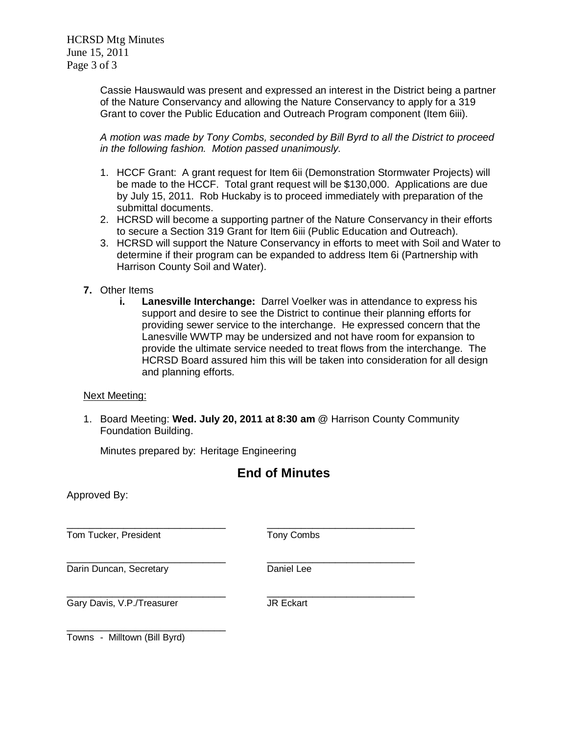Cassie Hauswauld was present and expressed an interest in the District being a partner of the Nature Conservancy and allowing the Nature Conservancy to apply for a 319 Grant to cover the Public Education and Outreach Program component (Item 6iii).

*A motion was made by Tony Combs, seconded by Bill Byrd to all the District to proceed in the following fashion. Motion passed unanimously.*

1. HCCF Grant: A grant request for Item 6ii (Demonstration Stormwater Projects) will be made to the HCCF. Total grant request will be $130,000. Applications are due by July 15, 2011. Rob Huckaby is to proceed immediately with preparation of the submittal documents.
2. HCRSD will become a supporting partner of the Nature Conservancy in their efforts to secure a Section 319 Grant for Item 6iii (Public Education and Outreach).
3. HCRSD will support the Nature Conservancy in efforts to meet with Soil and Water to determine if their program can be expanded to address Item 6i (Partnership with Harrison County Soil and Water).

**7.** Other Items

- **i. Lanesville Interchange:** Darrel Voelker was in attendance to express his support and desire to see the District to continue their planning efforts for providing sewer service to the interchange. He expressed concern that the Lanesville WWTP may be undersized and not have room for expansion to provide the ultimate service needed to treat flows from the interchange. The HCRSD Board assured him this will be taken into consideration for all design and planning efforts.

Next Meeting:

1. Board Meeting: **Wed. July 20, 2011 at 8:30 am** @ Harrison County Community Foundation Building.

   Minutes prepared by: Heritage Engineering

## End of Minutes

Approved By:

| | |
|---|---|
| ____________________________ | ____________________________ |
| Tom Tucker, President | Tony Combs |
| ____________________________ | ____________________________ |
| Darin Duncan, Secretary | Daniel Lee |
| ____________________________ | ____________________________ |
| Gary Davis, V.P./Treasurer | JR Eckart |
| ____________________________ | |
| Towns - Milltown (Bill Byrd) | |